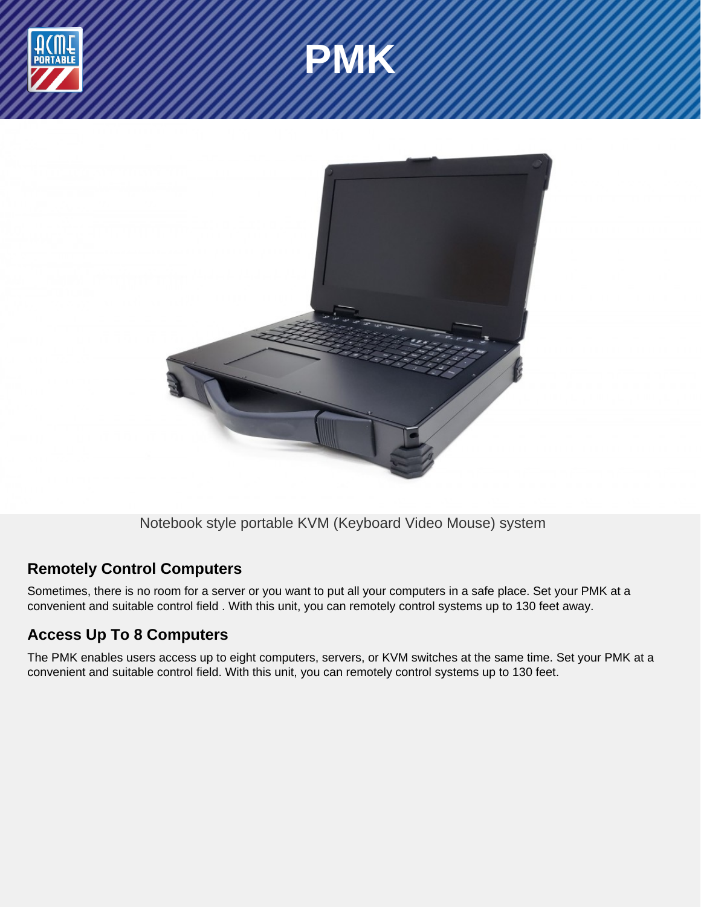# PMK

Notebook style portable KVM (Keyboard Video Mouse) system

## Remotely Control Computers

Sometimes, there is no room for a server or you want to put all your computers in a safe place. Set your PMK at a convenient and suitable control field . With this unit, you can remotely control systems up to 130 feet away.

## Access Up To 8 Computers

The PMK enables users access up to eight computers, servers, or KVM switches at the same time. Set your PMK at a convenient and suitable control field. With this unit, you can remotely control systems up to 130 feet.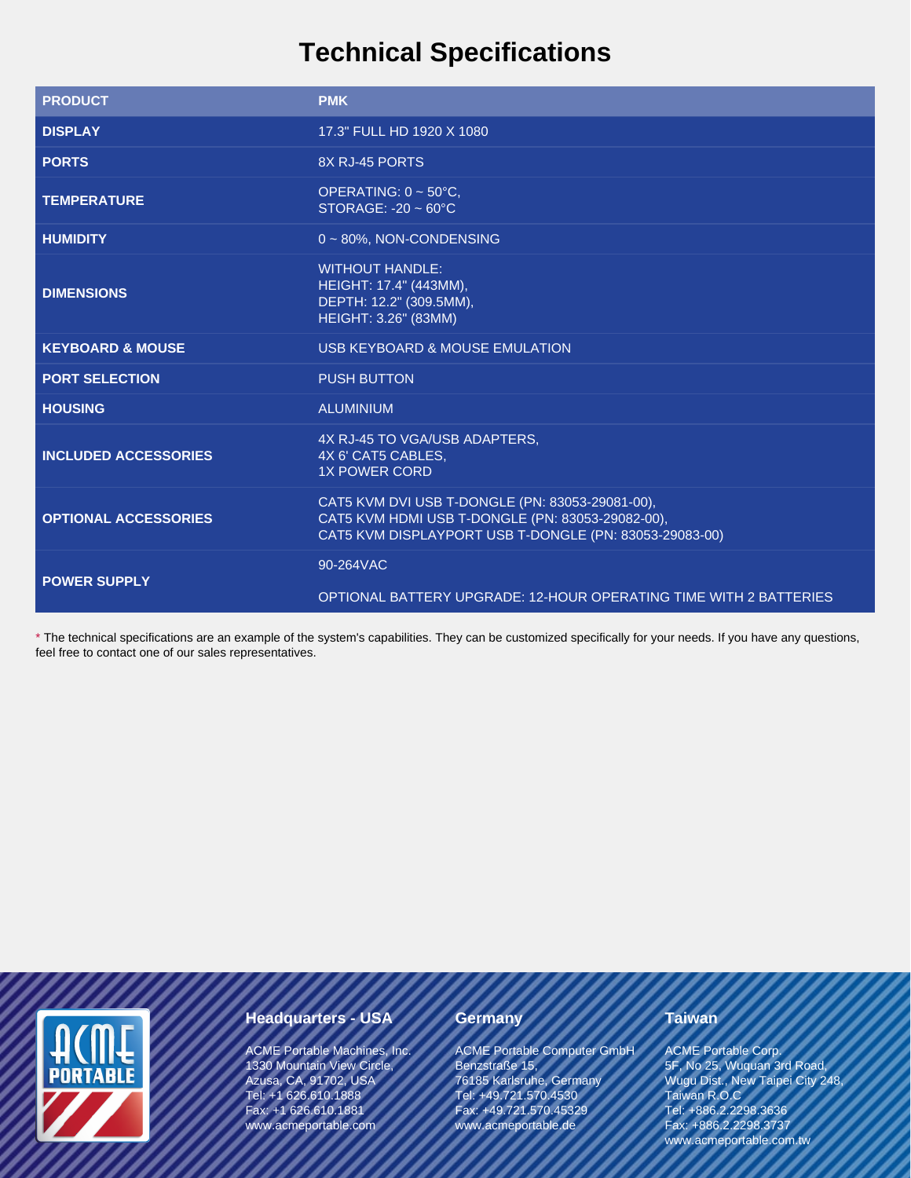# Technical Specifications

| PRODUCT | PMK |
|---|---|
| DISPLAY | 17.3" FULL HD 1920 X 1080 |
| PORTS | 8X RJ-45 PORTS |
| TEMPERATURE | OPERATING: 0 ~ 50°C,<br>STORAGE: -20 ~ 60°C |
| HUMIDITY | 0 ~ 80%, NON-CONDENSING |
| DIMENSIONS | WITHOUT HANDLE:<br>HEIGHT: 17.4" (443MM),<br>DEPTH: 12.2" (309.5MM),<br>HEIGHT: 3.26" (83MM) |
| KEYBOARD & MOUSE | USB KEYBOARD & MOUSE EMULATION |
| PORT SELECTION | PUSH BUTTON |
| HOUSING | ALUMINIUM |
| INCLUDED ACCESSORIES | 4X RJ-45 TO VGA/USB ADAPTERS,<br>4X 6' CAT5 CABLES,<br>1X POWER CORD |
| OPTIONAL ACCESSORIES | CAT5 KVM DVI USB T-DONGLE (PN: 83053-29081-00),<br>CAT5 KVM HDMI USB T-DONGLE (PN: 83053-29082-00),<br>CAT5 KVM DISPLAYPORT USB T-DONGLE (PN: 83053-29083-00) |
| POWER SUPPLY | 90-264VAC<br><br>OPTIONAL BATTERY UPGRADE: 12-HOUR OPERATING TIME WITH 2 BATTERIES |

* The technical specifications are an example of the system's capabilities. They can be customized specifically for your needs. If you have any questions, feel free to contact one of our sales representatives.

ACME PORTABLE

**Headquarters - USA**

ACME Portable Machines, Inc.
1330 Mountain View Circle,
Azusa, CA, 91702, USA
Tel: +1 626.610.1888
Fax: +1 626.610.1881
www.acmeportable.com

**Germany**

ACME Portable Computer GmbH
Benzstraße 15,
76185 Karlsruhe, Germany
Tel: +49.721.570.4530
Fax: +49.721.570.45329
www.acmeportable.de

**Taiwan**

ACME Portable Corp.
5F, No 25, Wuquan 3rd Road,
Wugu Dist., New Taipei City 248,
Taiwan R.O.C
Tel: +886.2.2298.3636
Fax: +886.2.2298.3737
www.acmeportable.com.tw